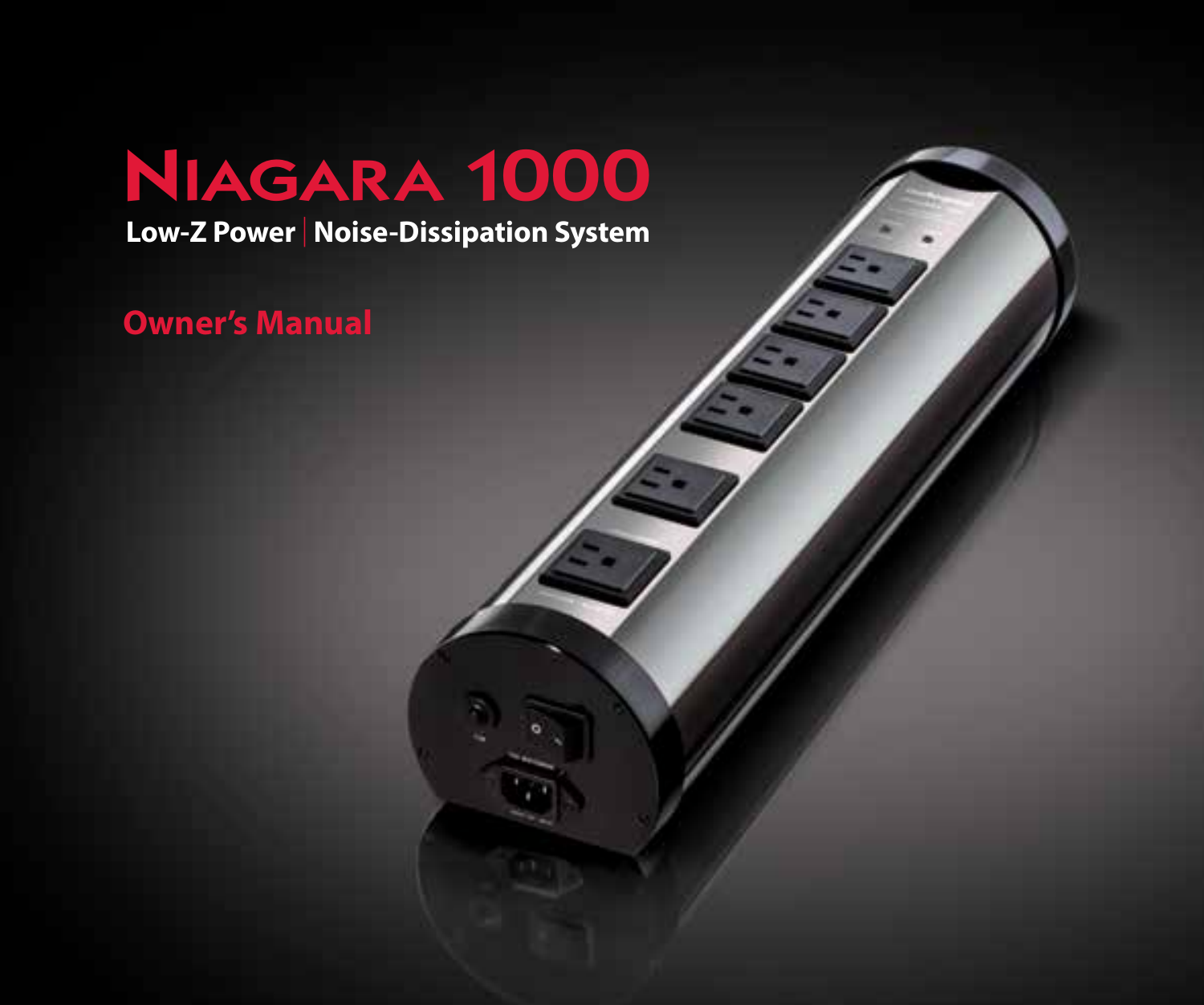# Niagara 1000

**Low-Z Power | Noise-Dissipation System**

## Owner's Manual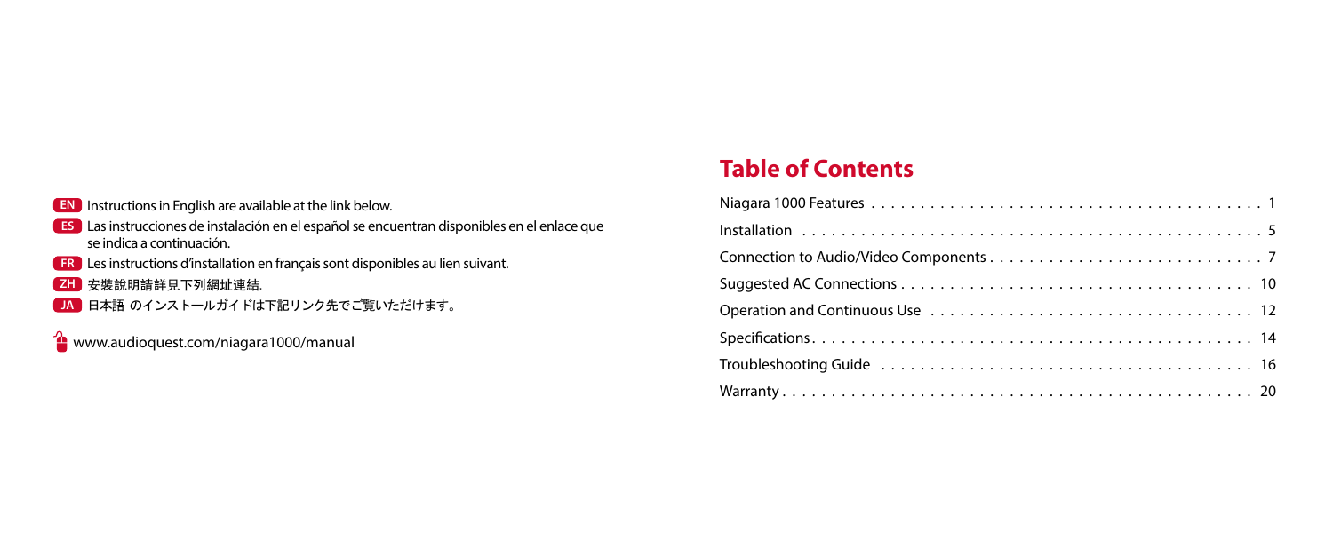**EN** Instructions in English are available at the link below.

**ES** Las instrucciones de instalación en el español se encuentran disponibles en el enlace que se indica a continuación.

**FR** Les instructions d'installation en français sont disponibles au lien suivant.

**ZH** 安裝說明請詳見下列網址連結.

**JA** 日本語 のインストールガイドは下記リンク先でご覧いただけます。

www.audioquest.com/niagara1000/manual

## Table of Contents

| | |
|---|---|
| Niagara 1000 Features | 1 |
| Installation | 5 |
| Connection to Audio/Video Components | 7 |
| Suggested AC Connections | 10 |
| Operation and Continuous Use | 12 |
| Specifications | 14 |
| Troubleshooting Guide | 16 |
| Warranty | 20 |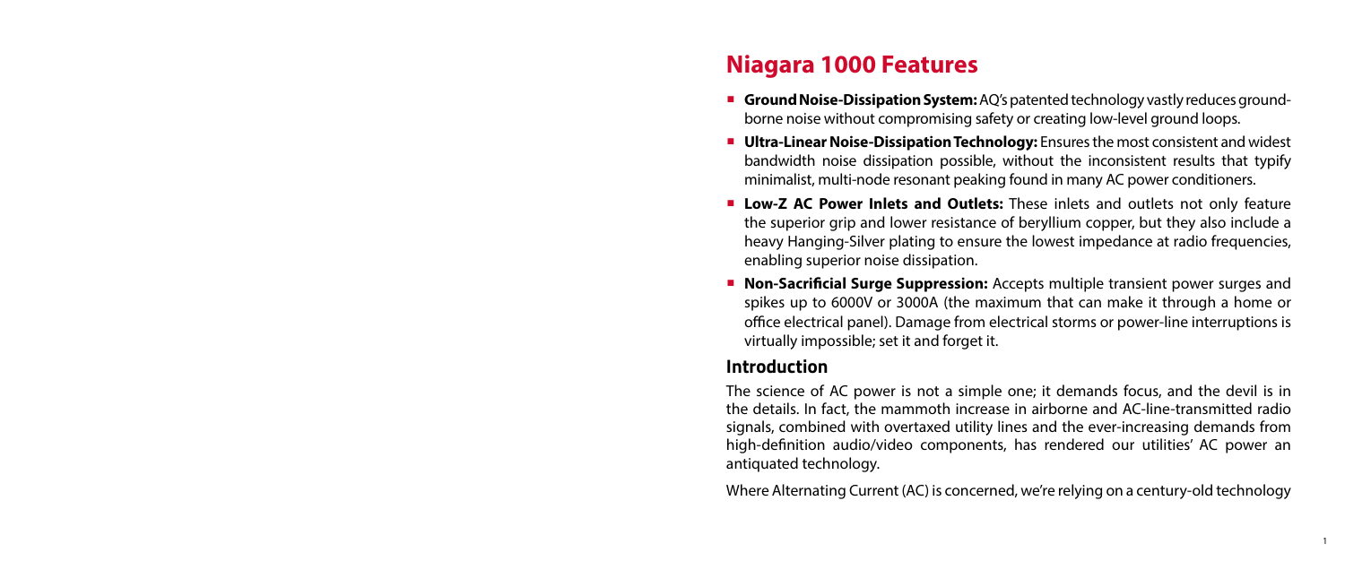# Niagara 1000 Features

- **Ground Noise-Dissipation System:** AQ's patented technology vastly reduces ground-borne noise without compromising safety or creating low-level ground loops.
- **Ultra-Linear Noise-Dissipation Technology:** Ensures the most consistent and widest bandwidth noise dissipation possible, without the inconsistent results that typify minimalist, multi-node resonant peaking found in many AC power conditioners.
- **Low-Z AC Power Inlets and Outlets:** These inlets and outlets not only feature the superior grip and lower resistance of beryllium copper, but they also include a heavy Hanging-Silver plating to ensure the lowest impedance at radio frequencies, enabling superior noise dissipation.
- **Non-Sacrificial Surge Suppression:** Accepts multiple transient power surges and spikes up to 6000V or 3000A (the maximum that can make it through a home or office electrical panel). Damage from electrical storms or power-line interruptions is virtually impossible; set it and forget it.

## Introduction

The science of AC power is not a simple one; it demands focus, and the devil is in the details. In fact, the mammoth increase in airborne and AC-line-transmitted radio signals, combined with overtaxed utility lines and the ever-increasing demands from high-definition audio/video components, has rendered our utilities' AC power an antiquated technology.

Where Alternating Current (AC) is concerned, we're relying on a century-old technology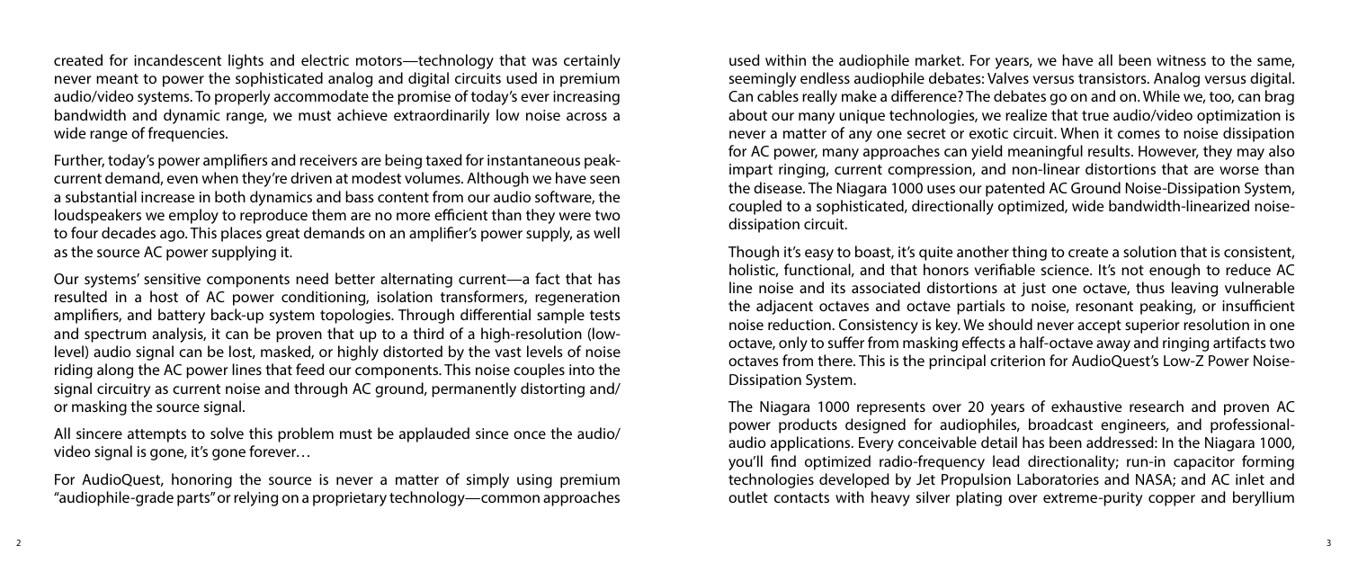created for incandescent lights and electric motors—technology that was certainly never meant to power the sophisticated analog and digital circuits used in premium audio/video systems. To properly accommodate the promise of today's ever increasing bandwidth and dynamic range, we must achieve extraordinarily low noise across a wide range of frequencies.

Further, today's power amplifiers and receivers are being taxed for instantaneous peak-current demand, even when they're driven at modest volumes. Although we have seen a substantial increase in both dynamics and bass content from our audio software, the loudspeakers we employ to reproduce them are no more efficient than they were two to four decades ago. This places great demands on an amplifier's power supply, as well as the source AC power supplying it.

Our systems' sensitive components need better alternating current—a fact that has resulted in a host of AC power conditioning, isolation transformers, regeneration amplifiers, and battery back-up system topologies. Through differential sample tests and spectrum analysis, it can be proven that up to a third of a high-resolution (low-level) audio signal can be lost, masked, or highly distorted by the vast levels of noise riding along the AC power lines that feed our components. This noise couples into the signal circuitry as current noise and through AC ground, permanently distorting and/or masking the source signal.

All sincere attempts to solve this problem must be applauded since once the audio/video signal is gone, it's gone forever…

For AudioQuest, honoring the source is never a matter of simply using premium "audiophile-grade parts" or relying on a proprietary technology—common approaches used within the audiophile market. For years, we have all been witness to the same, seemingly endless audiophile debates: Valves versus transistors. Analog versus digital. Can cables really make a difference? The debates go on and on. While we, too, can brag about our many unique technologies, we realize that true audio/video optimization is never a matter of any one secret or exotic circuit. When it comes to noise dissipation for AC power, many approaches can yield meaningful results. However, they may also impart ringing, current compression, and non-linear distortions that are worse than the disease. The Niagara 1000 uses our patented AC Ground Noise-Dissipation System, coupled to a sophisticated, directionally optimized, wide bandwidth-linearized noise-dissipation circuit.

Though it's easy to boast, it's quite another thing to create a solution that is consistent, holistic, functional, and that honors verifiable science. It's not enough to reduce AC line noise and its associated distortions at just one octave, thus leaving vulnerable the adjacent octaves and octave partials to noise, resonant peaking, or insufficient noise reduction. Consistency is key. We should never accept superior resolution in one octave, only to suffer from masking effects a half-octave away and ringing artifacts two octaves from there. This is the principal criterion for AudioQuest's Low-Z Power Noise-Dissipation System.

The Niagara 1000 represents over 20 years of exhaustive research and proven AC power products designed for audiophiles, broadcast engineers, and professional-audio applications. Every conceivable detail has been addressed: In the Niagara 1000, you'll find optimized radio-frequency lead directionality; run-in capacitor forming technologies developed by Jet Propulsion Laboratories and NASA; and AC inlet and outlet contacts with heavy silver plating over extreme-purity copper and beryllium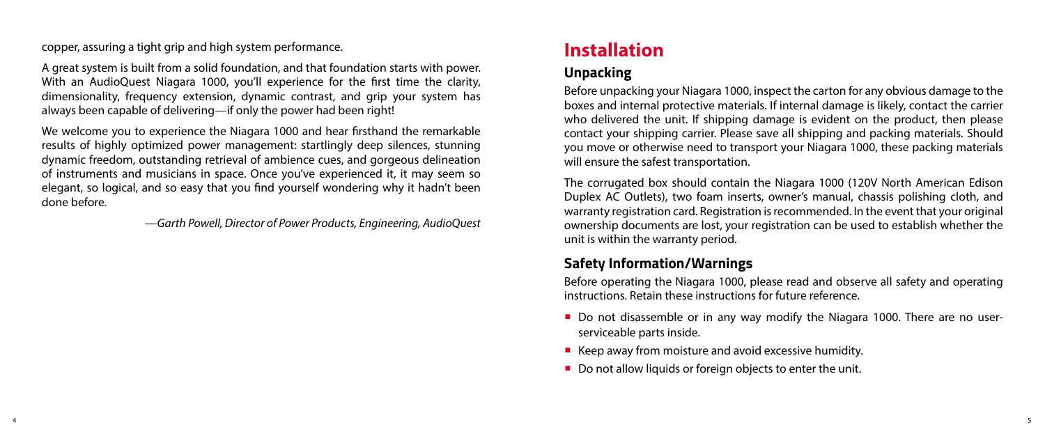copper, assuring a tight grip and high system performance.

A great system is built from a solid foundation, and that foundation starts with power. With an AudioQuest Niagara 1000, you'll experience for the first time the clarity, dimensionality, frequency extension, dynamic contrast, and grip your system has always been capable of delivering—if only the power had been right!

We welcome you to experience the Niagara 1000 and hear firsthand the remarkable results of highly optimized power management: startlingly deep silences, stunning dynamic freedom, outstanding retrieval of ambience cues, and gorgeous delineation of instruments and musicians in space. Once you've experienced it, it may seem so elegant, so logical, and so easy that you find yourself wondering why it hadn't been done before.

*—Garth Powell, Director of Power Products, Engineering, AudioQuest*

# Installation

## Unpacking

Before unpacking your Niagara 1000, inspect the carton for any obvious damage to the boxes and internal protective materials. If internal damage is likely, contact the carrier who delivered the unit. If shipping damage is evident on the product, then please contact your shipping carrier. Please save all shipping and packing materials. Should you move or otherwise need to transport your Niagara 1000, these packing materials will ensure the safest transportation.

The corrugated box should contain the Niagara 1000 (120V North American Edison Duplex AC Outlets), two foam inserts, owner's manual, chassis polishing cloth, and warranty registration card. Registration is recommended. In the event that your original ownership documents are lost, your registration can be used to establish whether the unit is within the warranty period.

## Safety Information/Warnings

Before operating the Niagara 1000, please read and observe all safety and operating instructions. Retain these instructions for future reference.

- Do not disassemble or in any way modify the Niagara 1000. There are no user-serviceable parts inside.
- Keep away from moisture and avoid excessive humidity.
- Do not allow liquids or foreign objects to enter the unit.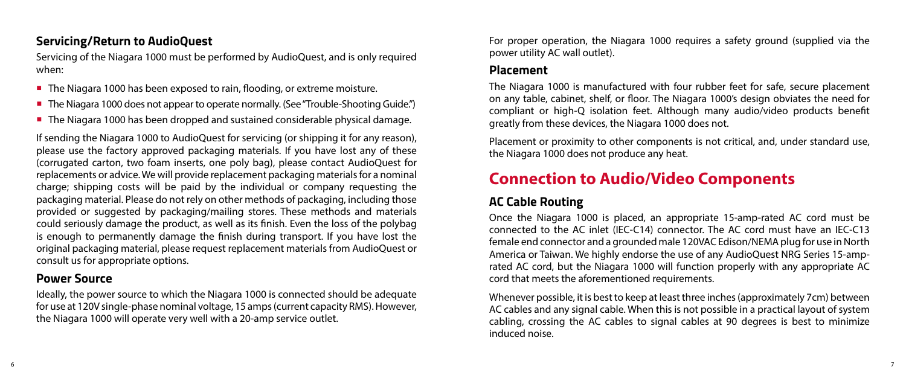## Servicing/Return to AudioQuest

Servicing of the Niagara 1000 must be performed by AudioQuest, and is only required when:

- The Niagara 1000 has been exposed to rain, flooding, or extreme moisture.
- The Niagara 1000 does not appear to operate normally. (See "Trouble-Shooting Guide.")
- The Niagara 1000 has been dropped and sustained considerable physical damage.

If sending the Niagara 1000 to AudioQuest for servicing (or shipping it for any reason), please use the factory approved packaging materials. If you have lost any of these (corrugated carton, two foam inserts, one poly bag), please contact AudioQuest for replacements or advice. We will provide replacement packaging materials for a nominal charge; shipping costs will be paid by the individual or company requesting the packaging material. Please do not rely on other methods of packaging, including those provided or suggested by packaging/mailing stores. These methods and materials could seriously damage the product, as well as its finish. Even the loss of the polybag is enough to permanently damage the finish during transport. If you have lost the original packaging material, please request replacement materials from AudioQuest or consult us for appropriate options.

## Power Source

Ideally, the power source to which the Niagara 1000 is connected should be adequate for use at 120V single-phase nominal voltage, 15 amps (current capacity RMS). However, the Niagara 1000 will operate very well with a 20-amp service outlet.

For proper operation, the Niagara 1000 requires a safety ground (supplied via the power utility AC wall outlet).

## Placement

The Niagara 1000 is manufactured with four rubber feet for safe, secure placement on any table, cabinet, shelf, or floor. The Niagara 1000's design obviates the need for compliant or high-Q isolation feet. Although many audio/video products benefit greatly from these devices, the Niagara 1000 does not.

Placement or proximity to other components is not critical, and, under standard use, the Niagara 1000 does not produce any heat.

# Connection to Audio/Video Components

## AC Cable Routing

Once the Niagara 1000 is placed, an appropriate 15-amp-rated AC cord must be connected to the AC inlet (IEC-C14) connector. The AC cord must have an IEC-C13 female end connector and a grounded male 120VAC Edison/NEMA plug for use in North America or Taiwan. We highly endorse the use of any AudioQuest NRG Series 15-amp-rated AC cord, but the Niagara 1000 will function properly with any appropriate AC cord that meets the aforementioned requirements.

Whenever possible, it is best to keep at least three inches (approximately 7cm) between AC cables and any signal cable. When this is not possible in a practical layout of system cabling, crossing the AC cables to signal cables at 90 degrees is best to minimize induced noise.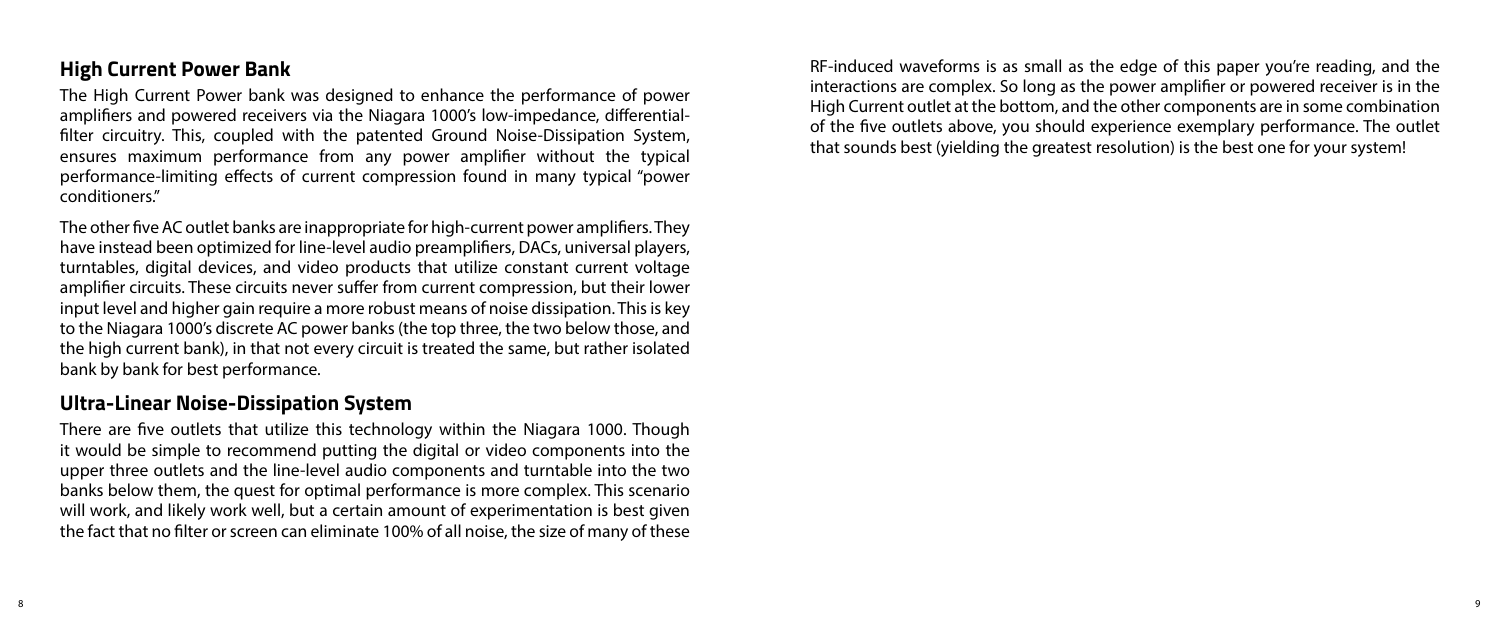## High Current Power Bank

The High Current Power bank was designed to enhance the performance of power amplifiers and powered receivers via the Niagara 1000's low-impedance, differential-filter circuitry. This, coupled with the patented Ground Noise-Dissipation System, ensures maximum performance from any power amplifier without the typical performance-limiting effects of current compression found in many typical "power conditioners."

The other five AC outlet banks are inappropriate for high-current power amplifiers. They have instead been optimized for line-level audio preamplifiers, DACs, universal players, turntables, digital devices, and video products that utilize constant current voltage amplifier circuits. These circuits never suffer from current compression, but their lower input level and higher gain require a more robust means of noise dissipation. This is key to the Niagara 1000's discrete AC power banks (the top three, the two below those, and the high current bank), in that not every circuit is treated the same, but rather isolated bank by bank for best performance.

## Ultra-Linear Noise-Dissipation System

There are five outlets that utilize this technology within the Niagara 1000. Though it would be simple to recommend putting the digital or video components into the upper three outlets and the line-level audio components and turntable into the two banks below them, the quest for optimal performance is more complex. This scenario will work, and likely work well, but a certain amount of experimentation is best given the fact that no filter or screen can eliminate 100% of all noise, the size of many of these RF-induced waveforms is as small as the edge of this paper you're reading, and the interactions are complex. So long as the power amplifier or powered receiver is in the High Current outlet at the bottom, and the other components are in some combination of the five outlets above, you should experience exemplary performance. The outlet that sounds best (yielding the greatest resolution) is the best one for your system!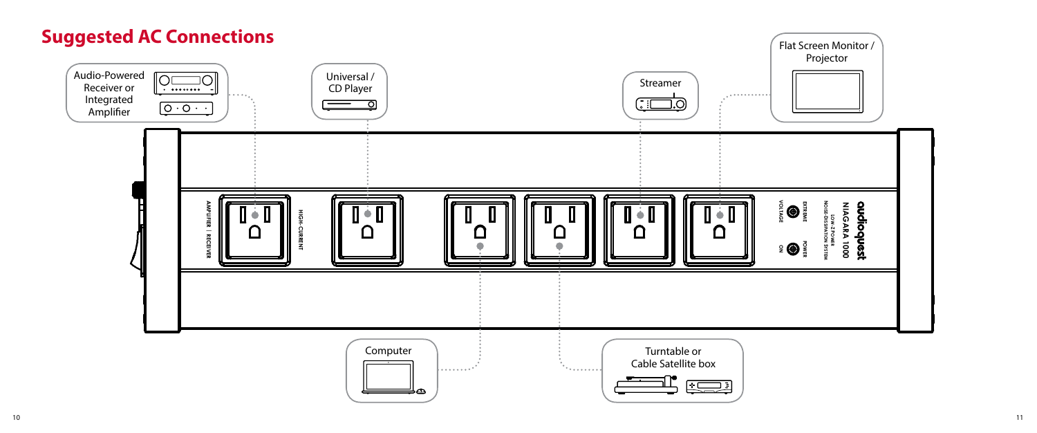## Suggested AC Connections

Audio-Powered Receiver or Integrated Amplifier

Universal / CD Player

Streamer

Flat Screen Monitor / Projector

AMPLIFIER | RECEIVER

HIGH-CURRENT

EXTREME VOLTAGE

POWER ON

audioquest

NIAGARA 1000

LOW-Z POWER NOISE-DISSIPATION SYSTEM

Computer

Turntable or Cable Satellite box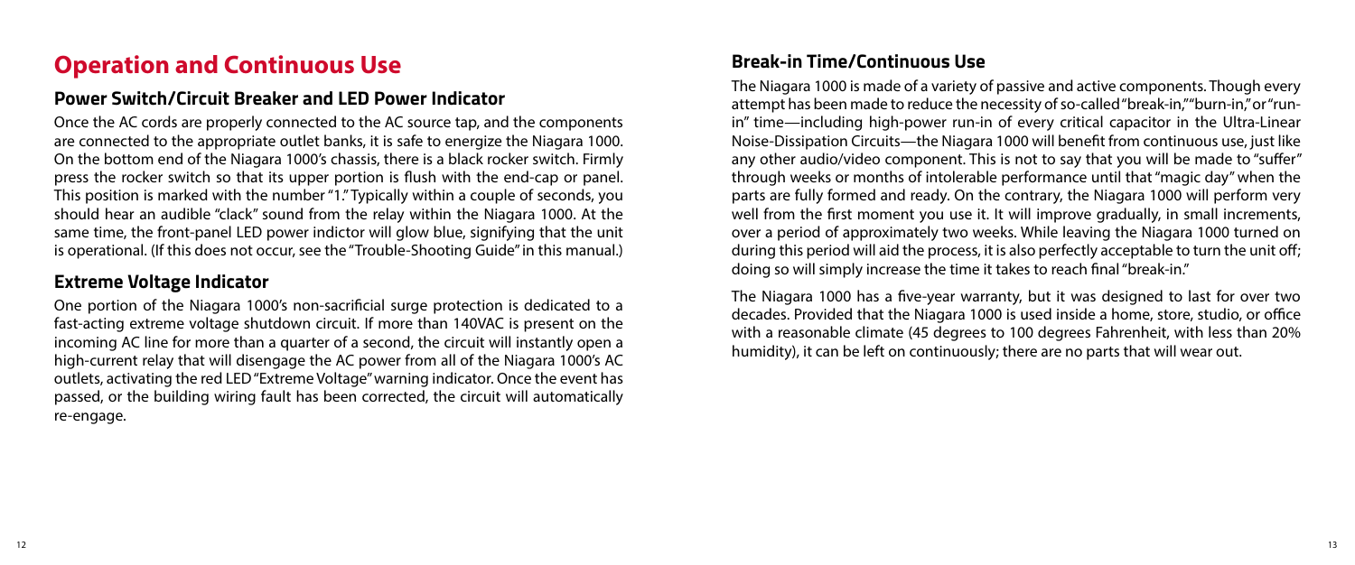# Operation and Continuous Use

## Power Switch/Circuit Breaker and LED Power Indicator

Once the AC cords are properly connected to the AC source tap, and the components are connected to the appropriate outlet banks, it is safe to energize the Niagara 1000. On the bottom end of the Niagara 1000's chassis, there is a black rocker switch. Firmly press the rocker switch so that its upper portion is flush with the end-cap or panel. This position is marked with the number "1." Typically within a couple of seconds, you should hear an audible "clack" sound from the relay within the Niagara 1000. At the same time, the front-panel LED power indictor will glow blue, signifying that the unit is operational. (If this does not occur, see the "Trouble-Shooting Guide" in this manual.)

## Extreme Voltage Indicator

One portion of the Niagara 1000's non-sacrificial surge protection is dedicated to a fast-acting extreme voltage shutdown circuit. If more than 140VAC is present on the incoming AC line for more than a quarter of a second, the circuit will instantly open a high-current relay that will disengage the AC power from all of the Niagara 1000's AC outlets, activating the red LED "Extreme Voltage" warning indicator. Once the event has passed, or the building wiring fault has been corrected, the circuit will automatically re-engage.

## Break-in Time/Continuous Use

The Niagara 1000 is made of a variety of passive and active components. Though every attempt has been made to reduce the necessity of so-called "break-in," "burn-in," or "run-in" time—including high-power run-in of every critical capacitor in the Ultra-Linear Noise-Dissipation Circuits—the Niagara 1000 will benefit from continuous use, just like any other audio/video component. This is not to say that you will be made to "suffer" through weeks or months of intolerable performance until that "magic day" when the parts are fully formed and ready. On the contrary, the Niagara 1000 will perform very well from the first moment you use it. It will improve gradually, in small increments, over a period of approximately two weeks. While leaving the Niagara 1000 turned on during this period will aid the process, it is also perfectly acceptable to turn the unit off; doing so will simply increase the time it takes to reach final "break-in."

The Niagara 1000 has a five-year warranty, but it was designed to last for over two decades. Provided that the Niagara 1000 is used inside a home, store, studio, or office with a reasonable climate (45 degrees to 100 degrees Fahrenheit, with less than 20% humidity), it can be left on continuously; there are no parts that will wear out.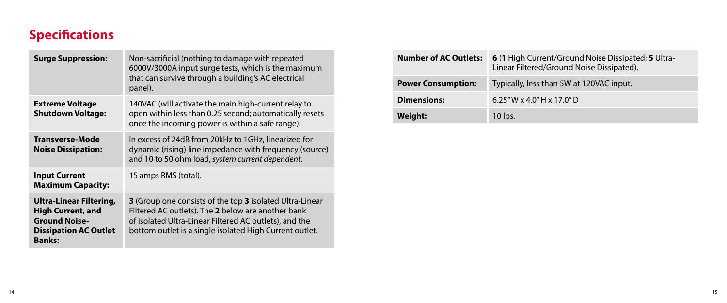## Specifications

| | |
|---|---|
| **Surge Suppression:** | Non-sacrificial (nothing to damage with repeated 6000V/3000A input surge tests, which is the maximum that can survive through a building's AC electrical panel). |
| **Extreme Voltage Shutdown Voltage:** | 140VAC (will activate the main high-current relay to open within less than 0.25 second; automatically resets once the incoming power is within a safe range). |
| **Transverse-Mode Noise Dissipation:** | In excess of 24dB from 20kHz to 1GHz, linearized for dynamic (rising) line impedance with frequency (source) and 10 to 50 ohm load, *system current dependent*. |
| **Input Current Maximum Capacity:** | 15 amps RMS (total). |
| **Ultra-Linear Filtering, High Current, and Ground Noise-Dissipation AC Outlet Banks:** | **3** (Group one consists of the top **3** isolated Ultra-Linear Filtered AC outlets). The **2** below are another bank of isolated Ultra-Linear Filtered AC outlets), and the bottom outlet is a single isolated High Current outlet. |
| **Number of AC Outlets:** | **6** (**1** High Current/Ground Noise Dissipated; **5** Ultra-Linear Filtered/Ground Noise Dissipated). |
| **Power Consumption:** | Typically, less than 5W at 120VAC input. |
| **Dimensions:** | 6.25" W x 4.0" H x 17.0" D |
| **Weight:** | 10 lbs. |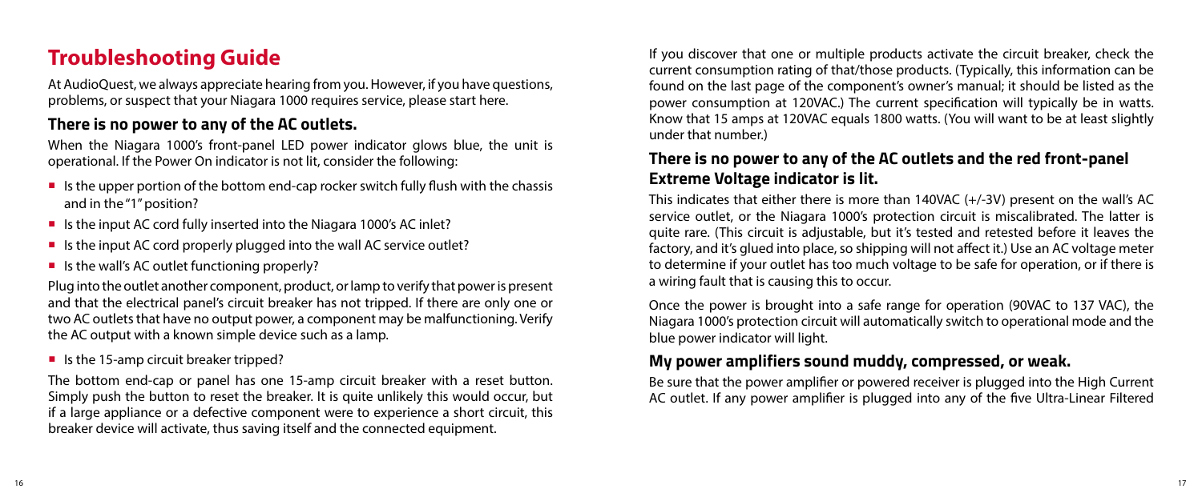## Troubleshooting Guide

At AudioQuest, we always appreciate hearing from you. However, if you have questions, problems, or suspect that your Niagara 1000 requires service, please start here.

### There is no power to any of the AC outlets.

When the Niagara 1000's front-panel LED power indicator glows blue, the unit is operational. If the Power On indicator is not lit, consider the following:

- Is the upper portion of the bottom end-cap rocker switch fully flush with the chassis and in the "1" position?
- Is the input AC cord fully inserted into the Niagara 1000's AC inlet?
- Is the input AC cord properly plugged into the wall AC service outlet?
- Is the wall's AC outlet functioning properly?

Plug into the outlet another component, product, or lamp to verify that power is present and that the electrical panel's circuit breaker has not tripped. If there are only one or two AC outlets that have no output power, a component may be malfunctioning. Verify the AC output with a known simple device such as a lamp.

- Is the 15-amp circuit breaker tripped?

The bottom end-cap or panel has one 15-amp circuit breaker with a reset button. Simply push the button to reset the breaker. It is quite unlikely this would occur, but if a large appliance or a defective component were to experience a short circuit, this breaker device will activate, thus saving itself and the connected equipment.

If you discover that one or multiple products activate the circuit breaker, check the current consumption rating of that/those products. (Typically, this information can be found on the last page of the component's owner's manual; it should be listed as the power consumption at 120VAC.) The current specification will typically be in watts. Know that 15 amps at 120VAC equals 1800 watts. (You will want to be at least slightly under that number.)

### There is no power to any of the AC outlets and the red front-panel Extreme Voltage indicator is lit.

This indicates that either there is more than 140VAC (+/-3V) present on the wall's AC service outlet, or the Niagara 1000's protection circuit is miscalibrated. The latter is quite rare. (This circuit is adjustable, but it's tested and retested before it leaves the factory, and it's glued into place, so shipping will not affect it.) Use an AC voltage meter to determine if your outlet has too much voltage to be safe for operation, or if there is a wiring fault that is causing this to occur.

Once the power is brought into a safe range for operation (90VAC to 137 VAC), the Niagara 1000's protection circuit will automatically switch to operational mode and the blue power indicator will light.

### My power amplifiers sound muddy, compressed, or weak.

Be sure that the power amplifier or powered receiver is plugged into the High Current AC outlet. If any power amplifier is plugged into any of the five Ultra-Linear Filtered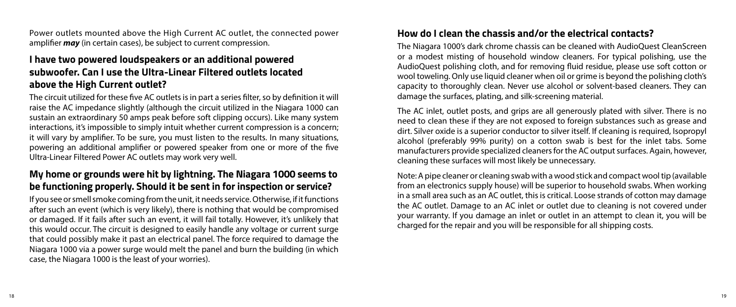Power outlets mounted above the High Current AC outlet, the connected power amplifier ***may*** (in certain cases), be subject to current compression.

## I have two powered loudspeakers or an additional powered subwoofer. Can I use the Ultra-Linear Filtered outlets located above the High Current outlet?

The circuit utilized for these five AC outlets is in part a series filter, so by definition it will raise the AC impedance slightly (although the circuit utilized in the Niagara 1000 can sustain an extraordinary 50 amps peak before soft clipping occurs). Like many system interactions, it's impossible to simply intuit whether current compression is a concern; it will vary by amplifier. To be sure, you must listen to the results. In many situations, powering an additional amplifier or powered speaker from one or more of the five Ultra-Linear Filtered Power AC outlets may work very well.

## My home or grounds were hit by lightning. The Niagara 1000 seems to be functioning properly. Should it be sent in for inspection or service?

If you see or smell smoke coming from the unit, it needs service. Otherwise, if it functions after such an event (which is very likely), there is nothing that would be compromised or damaged. If it fails after such an event, it will fail totally. However, it's unlikely that this would occur. The circuit is designed to easily handle any voltage or current surge that could possibly make it past an electrical panel. The force required to damage the Niagara 1000 via a power surge would melt the panel and burn the building (in which case, the Niagara 1000 is the least of your worries).

## How do I clean the chassis and/or the electrical contacts?

The Niagara 1000's dark chrome chassis can be cleaned with AudioQuest CleanScreen or a modest misting of household window cleaners. For typical polishing, use the AudioQuest polishing cloth, and for removing fluid residue, please use soft cotton or wool toweling. Only use liquid cleaner when oil or grime is beyond the polishing cloth's capacity to thoroughly clean. Never use alcohol or solvent-based cleaners. They can damage the surfaces, plating, and silk-screening material.

The AC inlet, outlet posts, and grips are all generously plated with silver. There is no need to clean these if they are not exposed to foreign substances such as grease and dirt. Silver oxide is a superior conductor to silver itself. If cleaning is required, Isopropyl alcohol (preferably 99% purity) on a cotton swab is best for the inlet tabs. Some manufacturers provide specialized cleaners for the AC output surfaces. Again, however, cleaning these surfaces will most likely be unnecessary.

Note: A pipe cleaner or cleaning swab with a wood stick and compact wool tip (available from an electronics supply house) will be superior to household swabs. When working in a small area such as an AC outlet, this is critical. Loose strands of cotton may damage the AC outlet. Damage to an AC inlet or outlet due to cleaning is not covered under your warranty. If you damage an inlet or outlet in an attempt to clean it, you will be charged for the repair and you will be responsible for all shipping costs.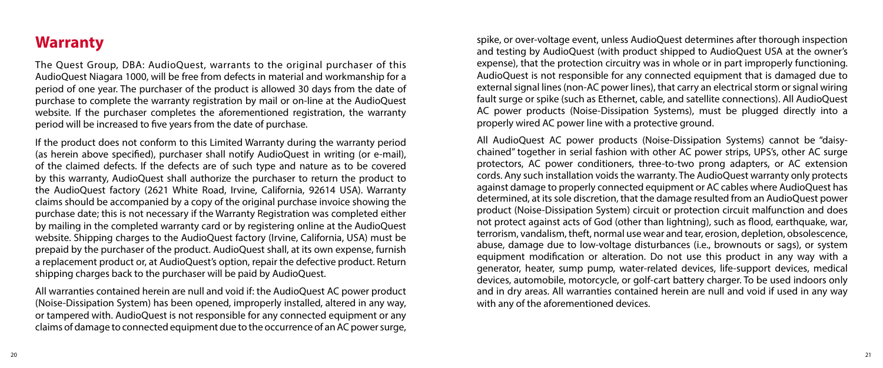## Warranty

The Quest Group, DBA: AudioQuest, warrants to the original purchaser of this AudioQuest Niagara 1000, will be free from defects in material and workmanship for a period of one year. The purchaser of the product is allowed 30 days from the date of purchase to complete the warranty registration by mail or on-line at the AudioQuest website. If the purchaser completes the aforementioned registration, the warranty period will be increased to five years from the date of purchase.

If the product does not conform to this Limited Warranty during the warranty period (as herein above specified), purchaser shall notify AudioQuest in writing (or e-mail), of the claimed defects. If the defects are of such type and nature as to be covered by this warranty, AudioQuest shall authorize the purchaser to return the product to the AudioQuest factory (2621 White Road, Irvine, California, 92614 USA). Warranty claims should be accompanied by a copy of the original purchase invoice showing the purchase date; this is not necessary if the Warranty Registration was completed either by mailing in the completed warranty card or by registering online at the AudioQuest website. Shipping charges to the AudioQuest factory (Irvine, California, USA) must be prepaid by the purchaser of the product. AudioQuest shall, at its own expense, furnish a replacement product or, at AudioQuest's option, repair the defective product. Return shipping charges back to the purchaser will be paid by AudioQuest.

All warranties contained herein are null and void if: the AudioQuest AC power product (Noise-Dissipation System) has been opened, improperly installed, altered in any way, or tampered with. AudioQuest is not responsible for any connected equipment or any claims of damage to connected equipment due to the occurrence of an AC power surge, spike, or over-voltage event, unless AudioQuest determines after thorough inspection and testing by AudioQuest (with product shipped to AudioQuest USA at the owner's expense), that the protection circuitry was in whole or in part improperly functioning. AudioQuest is not responsible for any connected equipment that is damaged due to external signal lines (non-AC power lines), that carry an electrical storm or signal wiring fault surge or spike (such as Ethernet, cable, and satellite connections). All AudioQuest AC power products (Noise-Dissipation Systems), must be plugged directly into a properly wired AC power line with a protective ground.

All AudioQuest AC power products (Noise-Dissipation Systems) cannot be "daisy-chained" together in serial fashion with other AC power strips, UPS's, other AC surge protectors, AC power conditioners, three-to-two prong adapters, or AC extension cords. Any such installation voids the warranty. The AudioQuest warranty only protects against damage to properly connected equipment or AC cables where AudioQuest has determined, at its sole discretion, that the damage resulted from an AudioQuest power product (Noise-Dissipation System) circuit or protection circuit malfunction and does not protect against acts of God (other than lightning), such as flood, earthquake, war, terrorism, vandalism, theft, normal use wear and tear, erosion, depletion, obsolescence, abuse, damage due to low-voltage disturbances (i.e., brownouts or sags), or system equipment modification or alteration. Do not use this product in any way with a generator, heater, sump pump, water-related devices, life-support devices, medical devices, automobile, motorcycle, or golf-cart battery charger. To be used indoors only and in dry areas. All warranties contained herein are null and void if used in any way with any of the aforementioned devices.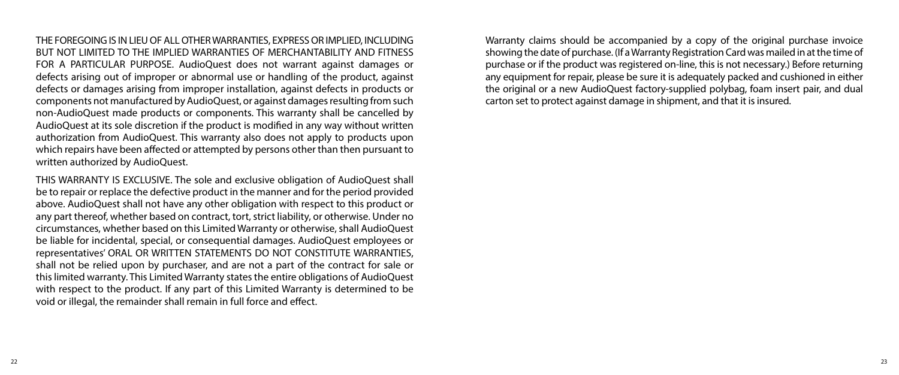THE FOREGOING IS IN LIEU OF ALL OTHER WARRANTIES, EXPRESS OR IMPLIED, INCLUDING BUT NOT LIMITED TO THE IMPLIED WARRANTIES OF MERCHANTABILITY AND FITNESS FOR A PARTICULAR PURPOSE. AudioQuest does not warrant against damages or defects arising out of improper or abnormal use or handling of the product, against defects or damages arising from improper installation, against defects in products or components not manufactured by AudioQuest, or against damages resulting from such non-AudioQuest made products or components. This warranty shall be cancelled by AudioQuest at its sole discretion if the product is modified in any way without written authorization from AudioQuest. This warranty also does not apply to products upon which repairs have been affected or attempted by persons other than then pursuant to written authorized by AudioQuest.

THIS WARRANTY IS EXCLUSIVE. The sole and exclusive obligation of AudioQuest shall be to repair or replace the defective product in the manner and for the period provided above. AudioQuest shall not have any other obligation with respect to this product or any part thereof, whether based on contract, tort, strict liability, or otherwise. Under no circumstances, whether based on this Limited Warranty or otherwise, shall AudioQuest be liable for incidental, special, or consequential damages. AudioQuest employees or representatives' ORAL OR WRITTEN STATEMENTS DO NOT CONSTITUTE WARRANTIES, shall not be relied upon by purchaser, and are not a part of the contract for sale or this limited warranty. This Limited Warranty states the entire obligations of AudioQuest with respect to the product. If any part of this Limited Warranty is determined to be void or illegal, the remainder shall remain in full force and effect.

Warranty claims should be accompanied by a copy of the original purchase invoice showing the date of purchase. (If a Warranty Registration Card was mailed in at the time of purchase or if the product was registered on-line, this is not necessary.) Before returning any equipment for repair, please be sure it is adequately packed and cushioned in either the original or a new AudioQuest factory-supplied polybag, foam insert pair, and dual carton set to protect against damage in shipment, and that it is insured.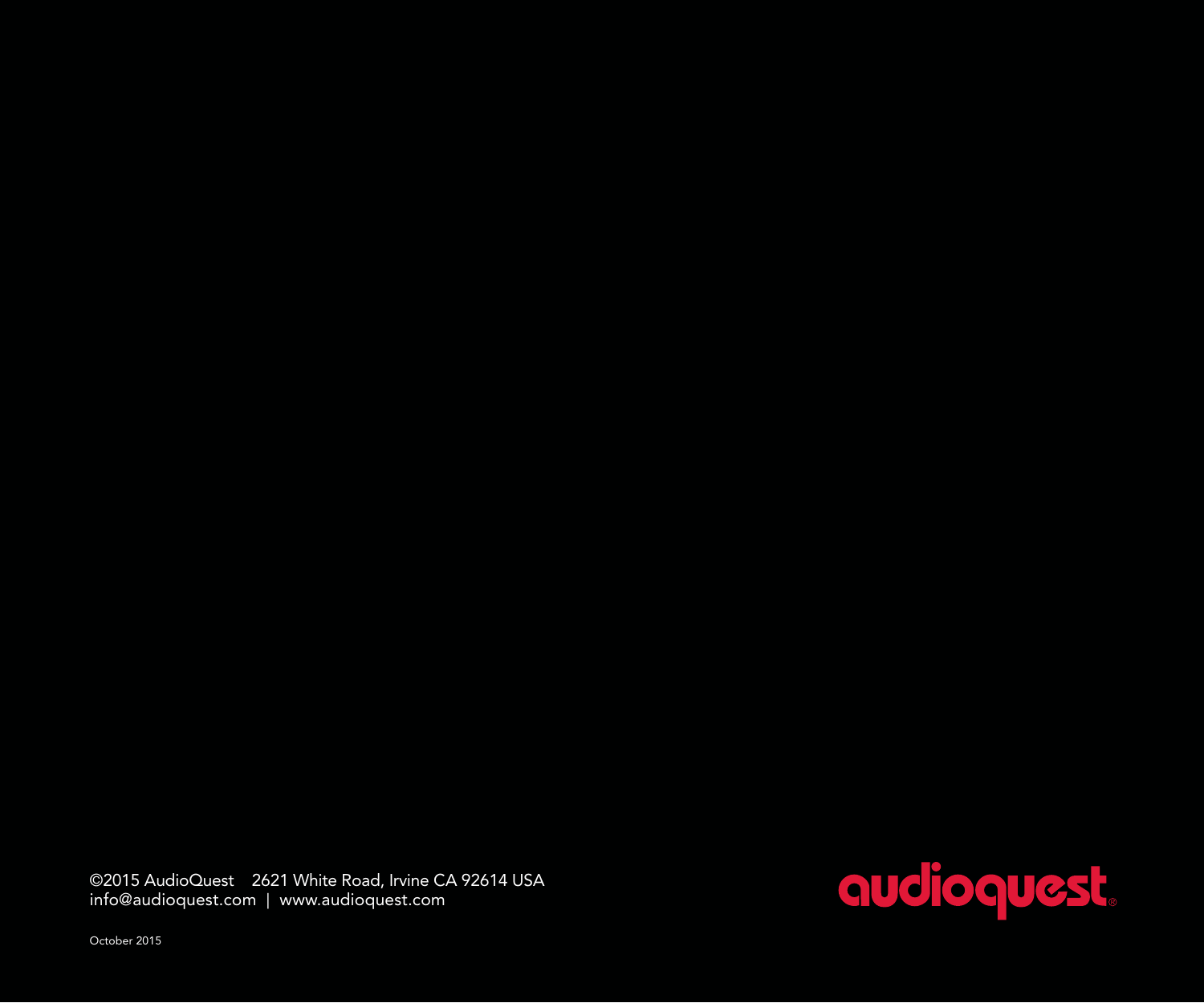©2015 AudioQuest    2621 White Road, Irvine CA 92614 USA
info@audioquest.com | www.audioquest.com

October 2015

audioquest®